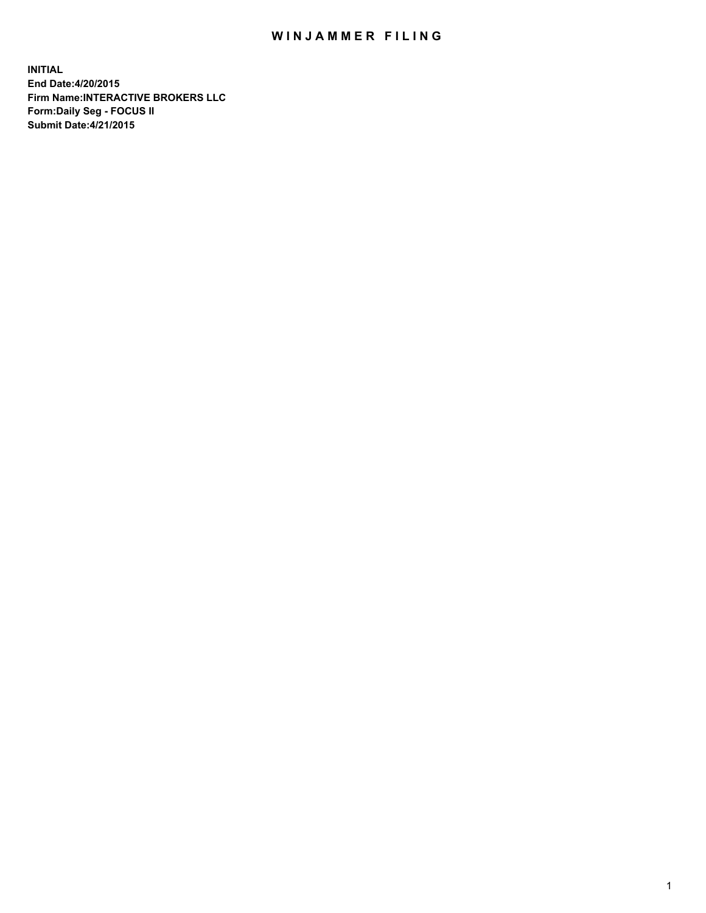# WINJAMMER FILING

**INITIAL**
**End Date:4/20/2015**
**Firm Name:INTERACTIVE BROKERS LLC**
**Form:Daily Seg - FOCUS II**
**Submit Date:4/21/2015**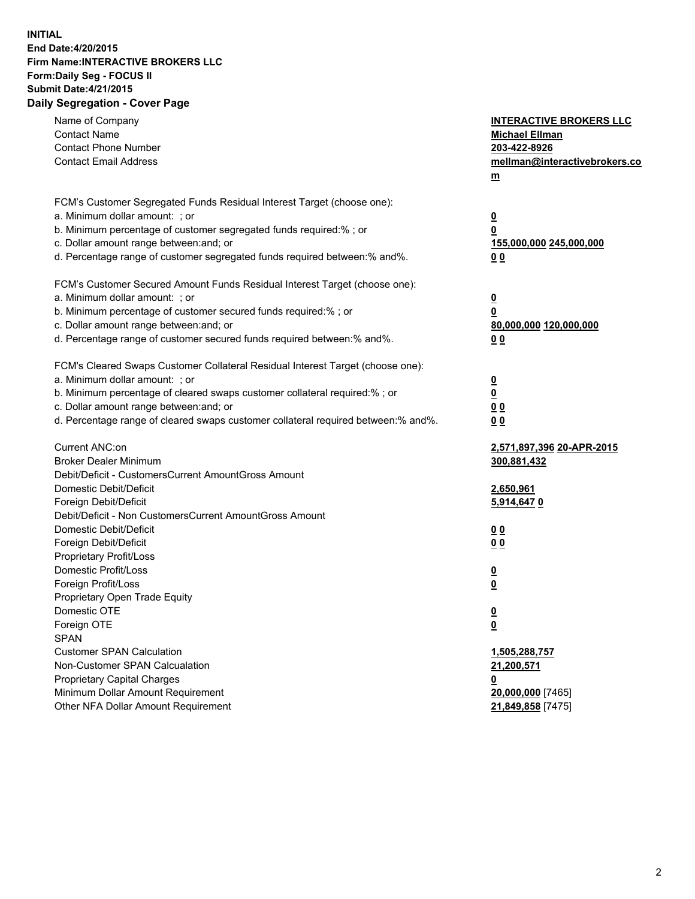**INITIAL**
**End Date:4/20/2015**
**Firm Name:INTERACTIVE BROKERS LLC**
**Form:Daily Seg - FOCUS II**
**Submit Date:4/21/2015**
**Daily Segregation - Cover Page**

| | |
|---|---|
| Name of Company | **INTERACTIVE BROKERS LLC** |
| Contact Name | **Michael Ellman** |
| Contact Phone Number | **203-422-8926** |
| Contact Email Address | **mellman@interactivebrokers.com** |
| FCM's Customer Segregated Funds Residual Interest Target (choose one): | |
| a. Minimum dollar amount: ; or | **0** |
| b. Minimum percentage of customer segregated funds required:% ; or | **0** |
| c. Dollar amount range between:and; or | **155,000,000 245,000,000** |
| d. Percentage range of customer segregated funds required between:% and%. | **0 0** |
| FCM's Customer Secured Amount Funds Residual Interest Target (choose one): | |
| a. Minimum dollar amount: ; or | **0** |
| b. Minimum percentage of customer secured funds required:% ; or | **0** |
| c. Dollar amount range between:and; or | **80,000,000 120,000,000** |
| d. Percentage range of customer secured funds required between:% and%. | **0 0** |
| FCM's Cleared Swaps Customer Collateral Residual Interest Target (choose one): | |
| a. Minimum dollar amount: ; or | **0** |
| b. Minimum percentage of cleared swaps customer collateral required:% ; or | **0** |
| c. Dollar amount range between:and; or | **0 0** |
| d. Percentage range of cleared swaps customer collateral required between:% and%. | **0 0** |
| Current ANC:on | **2,571,897,396 20-APR-2015** |
| Broker Dealer Minimum | **300,881,432** |
| Debit/Deficit - CustomersCurrent AmountGross Amount | |
| Domestic Debit/Deficit | **2,650,961** |
| Foreign Debit/Deficit | **5,914,647 0** |
| Debit/Deficit - Non CustomersCurrent AmountGross Amount | |
| Domestic Debit/Deficit | **0 0** |
| Foreign Debit/Deficit | **0 0** |
| Proprietary Profit/Loss | |
| Domestic Profit/Loss | **0** |
| Foreign Profit/Loss | **0** |
| Proprietary Open Trade Equity | |
| Domestic OTE | **0** |
| Foreign OTE | **0** |
| SPAN | |
| Customer SPAN Calculation | **1,505,288,757** |
| Non-Customer SPAN Calcualation | **21,200,571** |
| Proprietary Capital Charges | **0** |
| Minimum Dollar Amount Requirement | **20,000,000** [7465] |
| Other NFA Dollar Amount Requirement | **21,849,858** [7475] |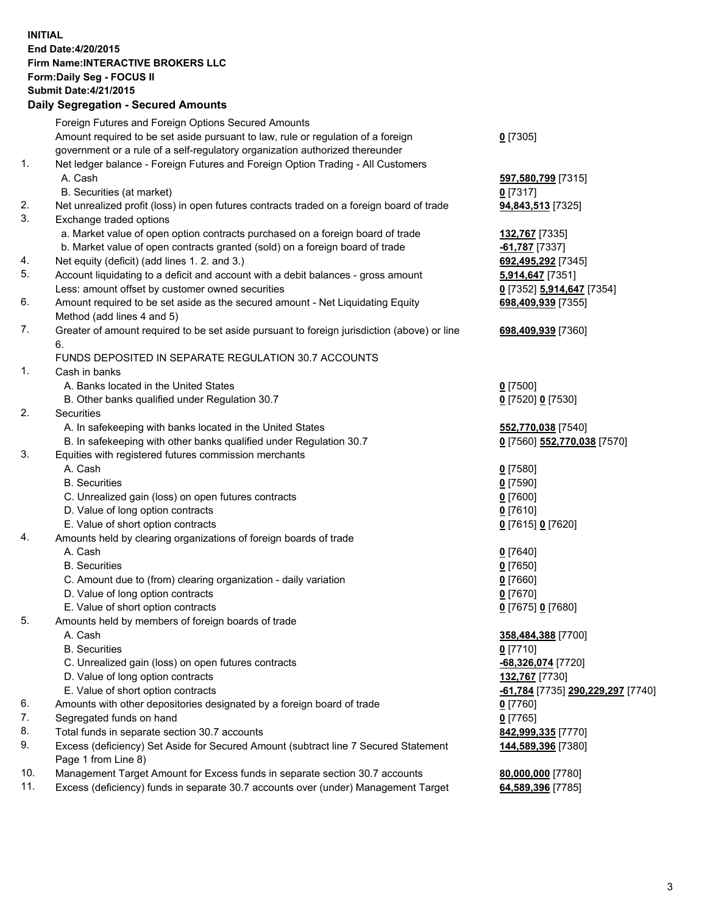**INITIAL**
**End Date:4/20/2015**
**Firm Name:INTERACTIVE BROKERS LLC**
**Form:Daily Seg - FOCUS II**
**Submit Date:4/21/2015**

### Daily Segregation - Secured Amounts

| | | |
|---|---|---|
| | Foreign Futures and Foreign Options Secured Amounts | |
| | Amount required to be set aside pursuant to law, rule or regulation of a foreign government or a rule of a self-regulatory organization authorized thereunder | **0** [7305] |
| 1. | Net ledger balance - Foreign Futures and Foreign Option Trading - All Customers | |
| | A. Cash | **597,580,799** [7315] |
| | B. Securities (at market) | **0** [7317] |
| 2. | Net unrealized profit (loss) in open futures contracts traded on a foreign board of trade | **94,843,513** [7325] |
| 3. | Exchange traded options | |
| | a. Market value of open option contracts purchased on a foreign board of trade | **132,767** [7335] |
| | b. Market value of open contracts granted (sold) on a foreign board of trade | **-61,787** [7337] |
| 4. | Net equity (deficit) (add lines 1. 2. and 3.) | **692,495,292** [7345] |
| 5. | Account liquidating to a deficit and account with a debit balances - gross amount | **5,914,647** [7351] |
| | Less: amount offset by customer owned securities | **0** [7352] **5,914,647** [7354] |
| 6. | Amount required to be set aside as the secured amount - Net Liquidating Equity Method (add lines 4 and 5) | **698,409,939** [7355] |
| 7. | Greater of amount required to be set aside pursuant to foreign jurisdiction (above) or line 6. | **698,409,939** [7360] |
| | FUNDS DEPOSITED IN SEPARATE REGULATION 30.7 ACCOUNTS | |
| 1. | Cash in banks | |
| | A. Banks located in the United States | **0** [7500] |
| | B. Other banks qualified under Regulation 30.7 | **0** [7520] **0** [7530] |
| 2. | Securities | |
| | A. In safekeeping with banks located in the United States | **552,770,038** [7540] |
| | B. In safekeeping with other banks qualified under Regulation 30.7 | **0** [7560] **552,770,038** [7570] |
| 3. | Equities with registered futures commission merchants | |
| | A. Cash | **0** [7580] |
| | B. Securities | **0** [7590] |
| | C. Unrealized gain (loss) on open futures contracts | **0** [7600] |
| | D. Value of long option contracts | **0** [7610] |
| | E. Value of short option contracts | **0** [7615] **0** [7620] |
| 4. | Amounts held by clearing organizations of foreign boards of trade | |
| | A. Cash | **0** [7640] |
| | B. Securities | **0** [7650] |
| | C. Amount due to (from) clearing organization - daily variation | **0** [7660] |
| | D. Value of long option contracts | **0** [7670] |
| | E. Value of short option contracts | **0** [7675] **0** [7680] |
| 5. | Amounts held by members of foreign boards of trade | |
| | A. Cash | **358,484,388** [7700] |
| | B. Securities | **0** [7710] |
| | C. Unrealized gain (loss) on open futures contracts | **-68,326,074** [7720] |
| | D. Value of long option contracts | **132,767** [7730] |
| | E. Value of short option contracts | **-61,784** [7735] **290,229,297** [7740] |
| 6. | Amounts with other depositories designated by a foreign board of trade | **0** [7760] |
| 7. | Segregated funds on hand | **0** [7765] |
| 8. | Total funds in separate section 30.7 accounts | **842,999,335** [7770] |
| 9. | Excess (deficiency) Set Aside for Secured Amount (subtract line 7 Secured Statement Page 1 from Line 8) | **144,589,396** [7380] |
| 10. | Management Target Amount for Excess funds in separate section 30.7 accounts | **80,000,000** [7780] |
| 11. | Excess (deficiency) funds in separate 30.7 accounts over (under) Management Target | **64,589,396** [7785] |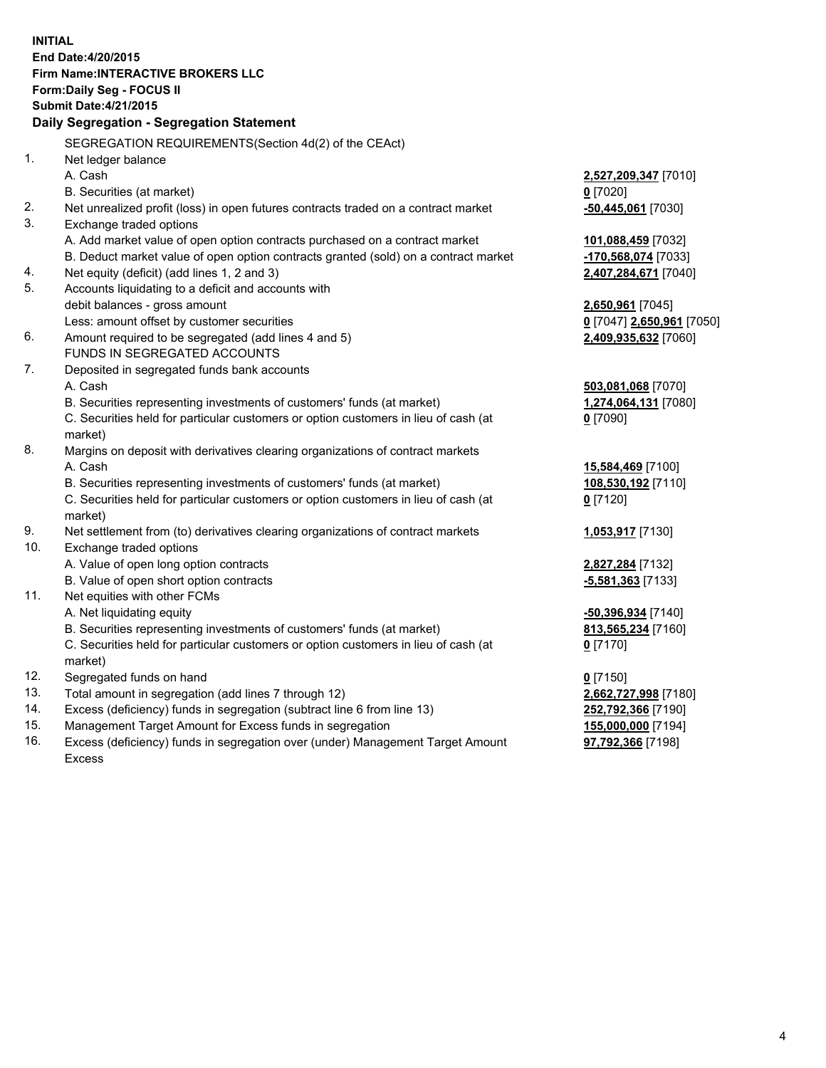**INITIAL**
**End Date:4/20/2015**
**Firm Name:INTERACTIVE BROKERS LLC**
**Form:Daily Seg - FOCUS II**
**Submit Date:4/21/2015**
**Daily Segregation - Segregation Statement**

| | | |
|---|---|---|
| | SEGREGATION REQUIREMENTS(Section 4d(2) of the CEAct) | |
| 1. | Net ledger balance | |
| | A. Cash | **2,527,209,347** [7010] |
| | B. Securities (at market) | **0** [7020] |
| 2. | Net unrealized profit (loss) in open futures contracts traded on a contract market | **-50,445,061** [7030] |
| 3. | Exchange traded options | |
| | A. Add market value of open option contracts purchased on a contract market | **101,088,459** [7032] |
| | B. Deduct market value of open option contracts granted (sold) on a contract market | **-170,568,074** [7033] |
| 4. | Net equity (deficit) (add lines 1, 2 and 3) | **2,407,284,671** [7040] |
| 5. | Accounts liquidating to a deficit and accounts with | |
| | debit balances - gross amount | **2,650,961** [7045] |
| | Less: amount offset by customer securities | **0** [7047] **2,650,961** [7050] |
| 6. | Amount required to be segregated (add lines 4 and 5) | **2,409,935,632** [7060] |
| | FUNDS IN SEGREGATED ACCOUNTS | |
| 7. | Deposited in segregated funds bank accounts | |
| | A. Cash | **503,081,068** [7070] |
| | B. Securities representing investments of customers' funds (at market) | **1,274,064,131** [7080] |
| | C. Securities held for particular customers or option customers in lieu of cash (at market) | **0** [7090] |
| 8. | Margins on deposit with derivatives clearing organizations of contract markets | |
| | A. Cash | **15,584,469** [7100] |
| | B. Securities representing investments of customers' funds (at market) | **108,530,192** [7110] |
| | C. Securities held for particular customers or option customers in lieu of cash (at market) | **0** [7120] |
| 9. | Net settlement from (to) derivatives clearing organizations of contract markets | **1,053,917** [7130] |
| 10. | Exchange traded options | |
| | A. Value of open long option contracts | **2,827,284** [7132] |
| | B. Value of open short option contracts | **-5,581,363** [7133] |
| 11. | Net equities with other FCMs | |
| | A. Net liquidating equity | **-50,396,934** [7140] |
| | B. Securities representing investments of customers' funds (at market) | **813,565,234** [7160] |
| | C. Securities held for particular customers or option customers in lieu of cash (at market) | **0** [7170] |
| 12. | Segregated funds on hand | **0** [7150] |
| 13. | Total amount in segregation (add lines 7 through 12) | **2,662,727,998** [7180] |
| 14. | Excess (deficiency) funds in segregation (subtract line 6 from line 13) | **252,792,366** [7190] |
| 15. | Management Target Amount for Excess funds in segregation | **155,000,000** [7194] |
| 16. | Excess (deficiency) funds in segregation over (under) Management Target Amount Excess | **97,792,366** [7198] |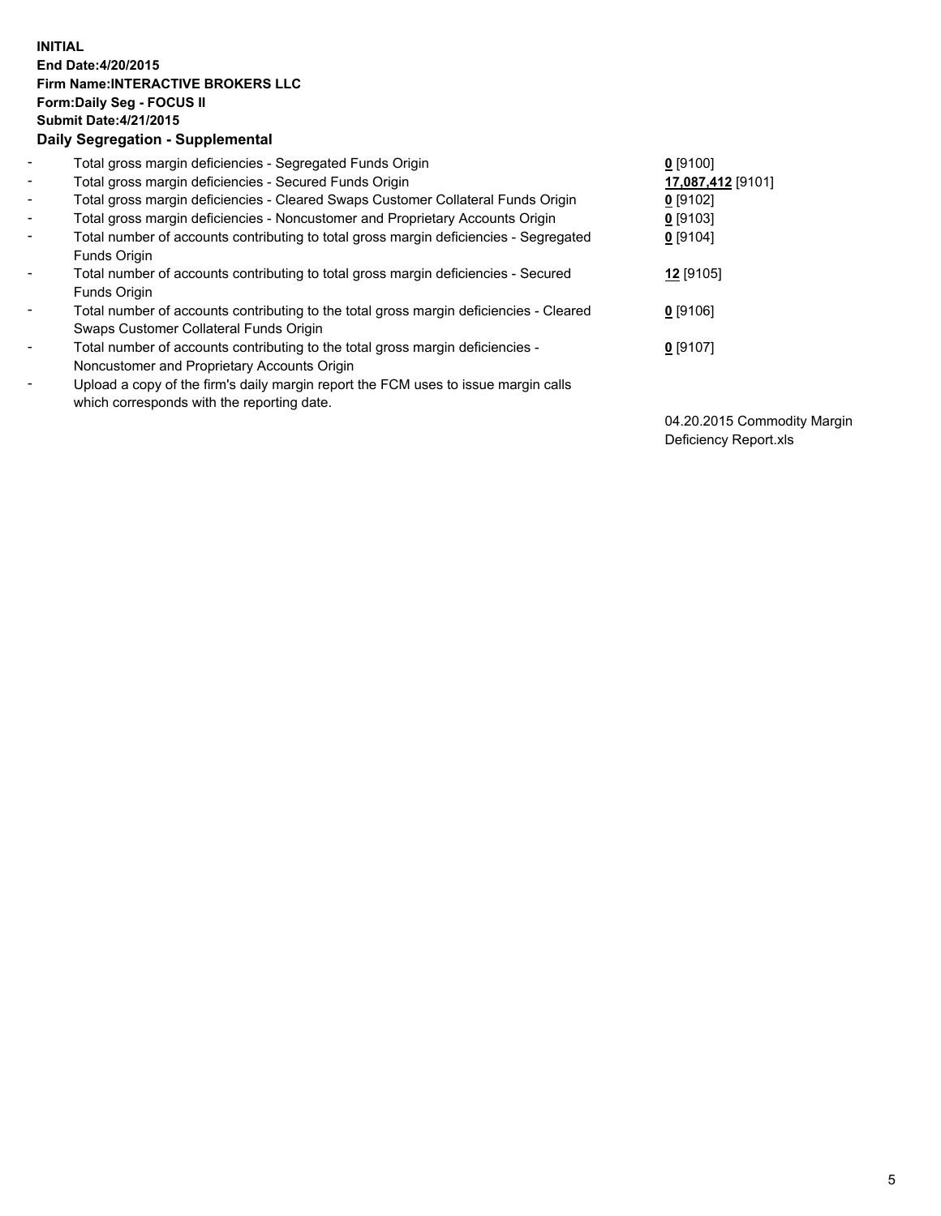**INITIAL**
**End Date:4/20/2015**
**Firm Name:INTERACTIVE BROKERS LLC**
**Form:Daily Seg - FOCUS II**
**Submit Date:4/21/2015**
**Daily Segregation - Supplemental**

| | | |
|---|---|---|
| - | Total gross margin deficiencies - Segregated Funds Origin | **0** [9100] |
| - | Total gross margin deficiencies - Secured Funds Origin | **17,087,412** [9101] |
| - | Total gross margin deficiencies - Cleared Swaps Customer Collateral Funds Origin | **0** [9102] |
| - | Total gross margin deficiencies - Noncustomer and Proprietary Accounts Origin | **0** [9103] |
| - | Total number of accounts contributing to total gross margin deficiencies - Segregated Funds Origin | **0** [9104] |
| - | Total number of accounts contributing to total gross margin deficiencies - Secured Funds Origin | **12** [9105] |
| - | Total number of accounts contributing to the total gross margin deficiencies - Cleared Swaps Customer Collateral Funds Origin | **0** [9106] |
| - | Total number of accounts contributing to the total gross margin deficiencies - Noncustomer and Proprietary Accounts Origin | **0** [9107] |
| - | Upload a copy of the firm's daily margin report the FCM uses to issue margin calls which corresponds with the reporting date. | 04.20.2015 Commodity Margin Deficiency Report.xls |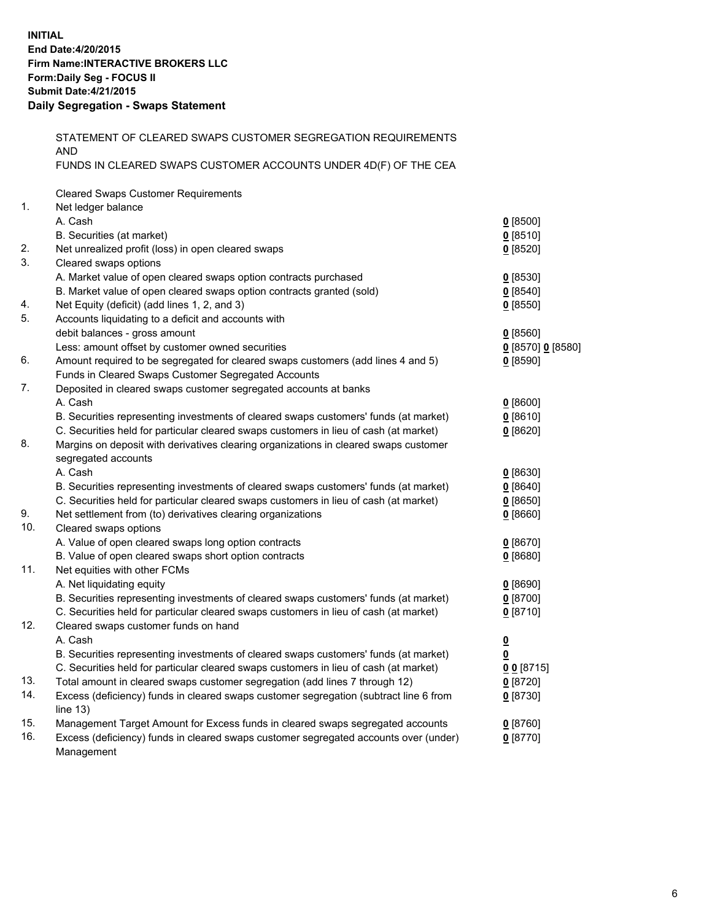**INITIAL**
**End Date:4/20/2015**
**Firm Name:INTERACTIVE BROKERS LLC**
**Form:Daily Seg - FOCUS II**
**Submit Date:4/21/2015**
**Daily Segregation - Swaps Statement**

STATEMENT OF CLEARED SWAPS CUSTOMER SEGREGATION REQUIREMENTS
AND
FUNDS IN CLEARED SWAPS CUSTOMER ACCOUNTS UNDER 4D(F) OF THE CEA

| | | |
|---|---|---|
| | Cleared Swaps Customer Requirements | |
| 1. | Net ledger balance | |
| | A. Cash | 0 [8500] |
| | B. Securities (at market) | 0 [8510] |
| 2. | Net unrealized profit (loss) in open cleared swaps | 0 [8520] |
| 3. | Cleared swaps options | |
| | A. Market value of open cleared swaps option contracts purchased | 0 [8530] |
| | B. Market value of open cleared swaps option contracts granted (sold) | 0 [8540] |
| 4. | Net Equity (deficit) (add lines 1, 2, and 3) | 0 [8550] |
| 5. | Accounts liquidating to a deficit and accounts with | |
| | debit balances - gross amount | 0 [8560] |
| | Less: amount offset by customer owned securities | 0 [8570] 0 [8580] |
| 6. | Amount required to be segregated for cleared swaps customers (add lines 4 and 5) | 0 [8590] |
| | Funds in Cleared Swaps Customer Segregated Accounts | |
| 7. | Deposited in cleared swaps customer segregated accounts at banks | |
| | A. Cash | 0 [8600] |
| | B. Securities representing investments of cleared swaps customers' funds (at market) | 0 [8610] |
| | C. Securities held for particular cleared swaps customers in lieu of cash (at market) | 0 [8620] |
| 8. | Margins on deposit with derivatives clearing organizations in cleared swaps customer segregated accounts | |
| | A. Cash | 0 [8630] |
| | B. Securities representing investments of cleared swaps customers' funds (at market) | 0 [8640] |
| | C. Securities held for particular cleared swaps customers in lieu of cash (at market) | 0 [8650] |
| 9. | Net settlement from (to) derivatives clearing organizations | 0 [8660] |
| 10. | Cleared swaps options | |
| | A. Value of open cleared swaps long option contracts | 0 [8670] |
| | B. Value of open cleared swaps short option contracts | 0 [8680] |
| 11. | Net equities with other FCMs | |
| | A. Net liquidating equity | 0 [8690] |
| | B. Securities representing investments of cleared swaps customers' funds (at market) | 0 [8700] |
| | C. Securities held for particular cleared swaps customers in lieu of cash (at market) | 0 [8710] |
| 12. | Cleared swaps customer funds on hand | |
| | A. Cash | 0 |
| | B. Securities representing investments of cleared swaps customers' funds (at market) | 0 |
| | C. Securities held for particular cleared swaps customers in lieu of cash (at market) | 0 0 [8715] |
| 13. | Total amount in cleared swaps customer segregation (add lines 7 through 12) | 0 [8720] |
| 14. | Excess (deficiency) funds in cleared swaps customer segregation (subtract line 6 from line 13) | 0 [8730] |
| 15. | Management Target Amount for Excess funds in cleared swaps segregated accounts | 0 [8760] |
| 16. | Excess (deficiency) funds in cleared swaps customer segregated accounts over (under) Management | 0 [8770] |